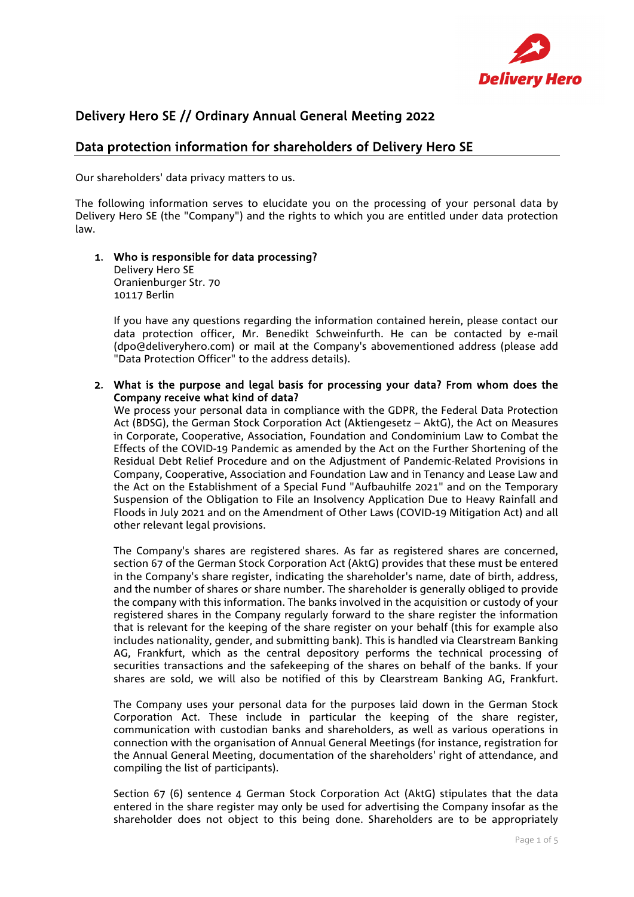# Delivery Hero SE // Ordinary Annual General Meeting 2022

## Data protection information for shareholders of Delivery Hero SE

Our shareholders' data privacy matters to us.

The following information serves to elucidate you on the processing of your personal data by Delivery Hero SE (the "Company") and the rights to which you are entitled under data protection law.

1. **Who is responsible for data processing?**
   Delivery Hero SE
   Oranienburger Str. 70
   10117 Berlin

   If you have any questions regarding the information contained herein, please contact our data protection officer, Mr. Benedikt Schweinfurth. He can be contacted by e-mail (dpo@deliveryhero.com) or mail at the Company's abovementioned address (please add "Data Protection Officer" to the address details).

2. **What is the purpose and legal basis for processing your data? From whom does the Company receive what kind of data?**
   We process your personal data in compliance with the GDPR, the Federal Data Protection Act (BDSG), the German Stock Corporation Act (Aktiengesetz – AktG), the Act on Measures in Corporate, Cooperative, Association, Foundation and Condominium Law to Combat the Effects of the COVID-19 Pandemic as amended by the Act on the Further Shortening of the Residual Debt Relief Procedure and on the Adjustment of Pandemic-Related Provisions in Company, Cooperative, Association and Foundation Law and in Tenancy and Lease Law and the Act on the Establishment of a Special Fund "Aufbauhilfe 2021" and on the Temporary Suspension of the Obligation to File an Insolvency Application Due to Heavy Rainfall and Floods in July 2021 and on the Amendment of Other Laws (COVID-19 Mitigation Act) and all other relevant legal provisions.

   The Company's shares are registered shares. As far as registered shares are concerned, section 67 of the German Stock Corporation Act (AktG) provides that these must be entered in the Company's share register, indicating the shareholder's name, date of birth, address, and the number of shares or share number. The shareholder is generally obliged to provide the company with this information. The banks involved in the acquisition or custody of your registered shares in the Company regularly forward to the share register the information that is relevant for the keeping of the share register on your behalf (this for example also includes nationality, gender, and submitting bank). This is handled via Clearstream Banking AG, Frankfurt, which as the central depository performs the technical processing of securities transactions and the safekeeping of the shares on behalf of the banks. If your shares are sold, we will also be notified of this by Clearstream Banking AG, Frankfurt.

   The Company uses your personal data for the purposes laid down in the German Stock Corporation Act. These include in particular the keeping of the share register, communication with custodian banks and shareholders, as well as various operations in connection with the organisation of Annual General Meetings (for instance, registration for the Annual General Meeting, documentation of the shareholders' right of attendance, and compiling the list of participants).

   Section 67 (6) sentence 4 German Stock Corporation Act (AktG) stipulates that the data entered in the share register may only be used for advertising the Company insofar as the shareholder does not object to this being done. Shareholders are to be appropriately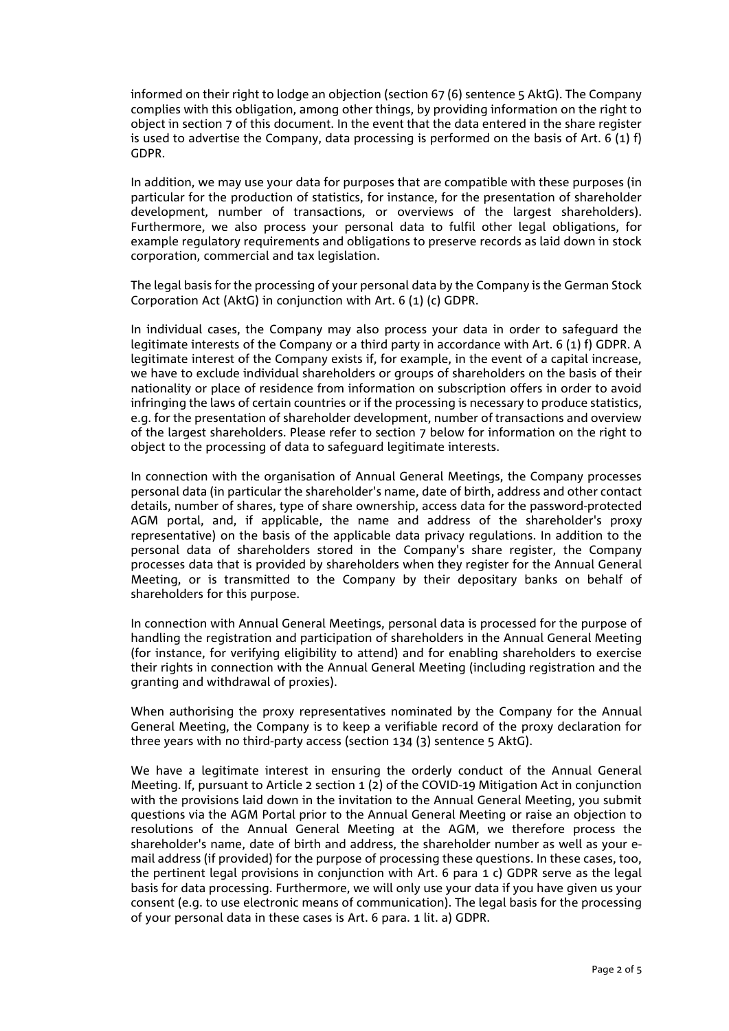informed on their right to lodge an objection (section 67 (6) sentence 5 AktG). The Company complies with this obligation, among other things, by providing information on the right to object in section 7 of this document. In the event that the data entered in the share register is used to advertise the Company, data processing is performed on the basis of Art. 6 (1) f) GDPR.

In addition, we may use your data for purposes that are compatible with these purposes (in particular for the production of statistics, for instance, for the presentation of shareholder development, number of transactions, or overviews of the largest shareholders). Furthermore, we also process your personal data to fulfil other legal obligations, for example regulatory requirements and obligations to preserve records as laid down in stock corporation, commercial and tax legislation.

The legal basis for the processing of your personal data by the Company is the German Stock Corporation Act (AktG) in conjunction with Art. 6 (1) (c) GDPR.

In individual cases, the Company may also process your data in order to safeguard the legitimate interests of the Company or a third party in accordance with Art. 6 (1) f) GDPR. A legitimate interest of the Company exists if, for example, in the event of a capital increase, we have to exclude individual shareholders or groups of shareholders on the basis of their nationality or place of residence from information on subscription offers in order to avoid infringing the laws of certain countries or if the processing is necessary to produce statistics, e.g. for the presentation of shareholder development, number of transactions and overview of the largest shareholders. Please refer to section 7 below for information on the right to object to the processing of data to safeguard legitimate interests.

In connection with the organisation of Annual General Meetings, the Company processes personal data (in particular the shareholder's name, date of birth, address and other contact details, number of shares, type of share ownership, access data for the password-protected AGM portal, and, if applicable, the name and address of the shareholder's proxy representative) on the basis of the applicable data privacy regulations. In addition to the personal data of shareholders stored in the Company's share register, the Company processes data that is provided by shareholders when they register for the Annual General Meeting, or is transmitted to the Company by their depositary banks on behalf of shareholders for this purpose.

In connection with Annual General Meetings, personal data is processed for the purpose of handling the registration and participation of shareholders in the Annual General Meeting (for instance, for verifying eligibility to attend) and for enabling shareholders to exercise their rights in connection with the Annual General Meeting (including registration and the granting and withdrawal of proxies).

When authorising the proxy representatives nominated by the Company for the Annual General Meeting, the Company is to keep a verifiable record of the proxy declaration for three years with no third-party access (section 134 (3) sentence 5 AktG).

We have a legitimate interest in ensuring the orderly conduct of the Annual General Meeting. If, pursuant to Article 2 section 1 (2) of the COVID-19 Mitigation Act in conjunction with the provisions laid down in the invitation to the Annual General Meeting, you submit questions via the AGM Portal prior to the Annual General Meeting or raise an objection to resolutions of the Annual General Meeting at the AGM, we therefore process the shareholder's name, date of birth and address, the shareholder number as well as your e-mail address (if provided) for the purpose of processing these questions. In these cases, too, the pertinent legal provisions in conjunction with Art. 6 para 1 c) GDPR serve as the legal basis for data processing. Furthermore, we will only use your data if you have given us your consent (e.g. to use electronic means of communication). The legal basis for the processing of your personal data in these cases is Art. 6 para. 1 lit. a) GDPR.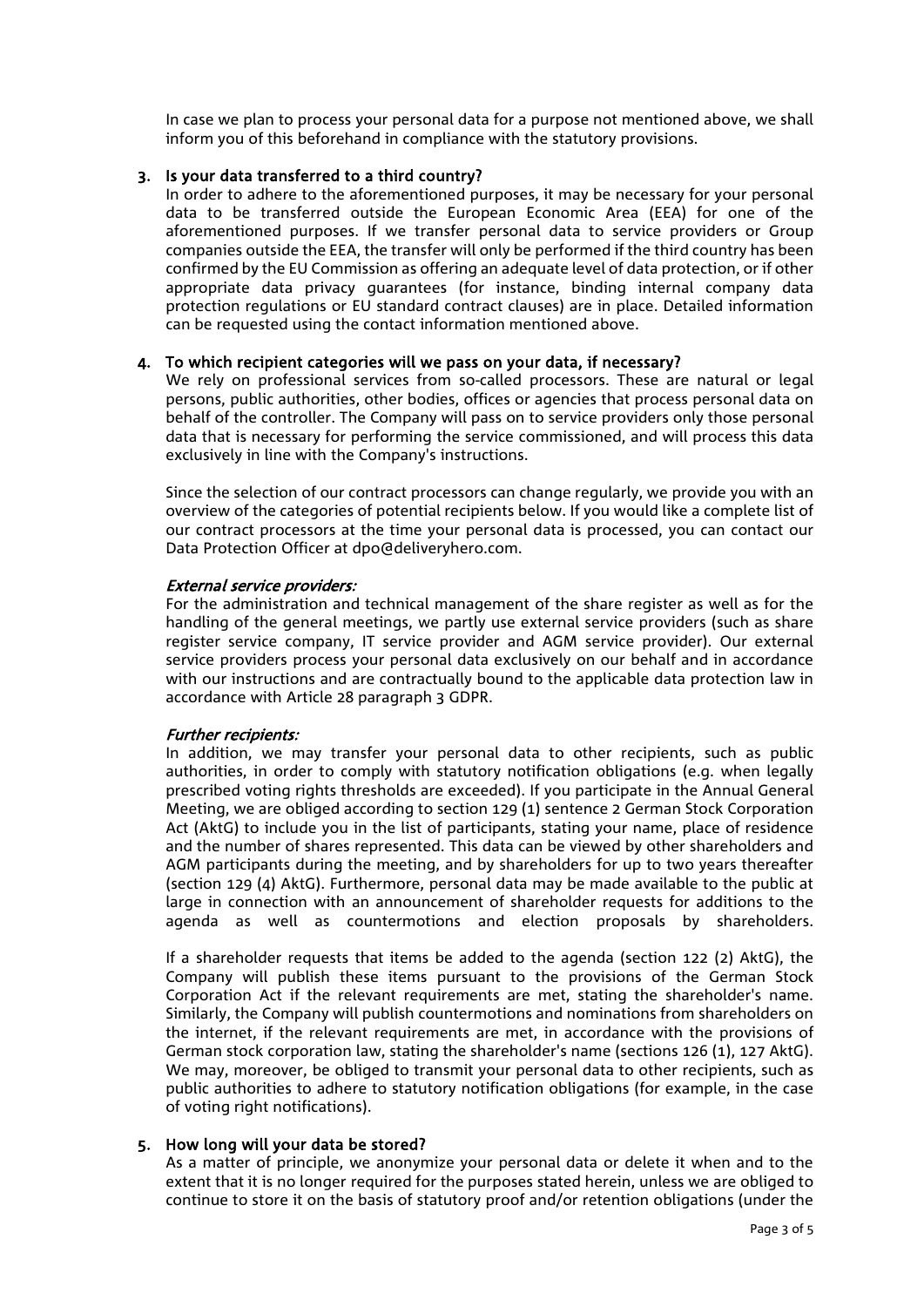In case we plan to process your personal data for a purpose not mentioned above, we shall inform you of this beforehand in compliance with the statutory provisions.

## 3. Is your data transferred to a third country?

In order to adhere to the aforementioned purposes, it may be necessary for your personal data to be transferred outside the European Economic Area (EEA) for one of the aforementioned purposes. If we transfer personal data to service providers or Group companies outside the EEA, the transfer will only be performed if the third country has been confirmed by the EU Commission as offering an adequate level of data protection, or if other appropriate data privacy guarantees (for instance, binding internal company data protection regulations or EU standard contract clauses) are in place. Detailed information can be requested using the contact information mentioned above.

## 4. To which recipient categories will we pass on your data, if necessary?

We rely on professional services from so-called processors. These are natural or legal persons, public authorities, other bodies, offices or agencies that process personal data on behalf of the controller. The Company will pass on to service providers only those personal data that is necessary for performing the service commissioned, and will process this data exclusively in line with the Company's instructions.

Since the selection of our contract processors can change regularly, we provide you with an overview of the categories of potential recipients below. If you would like a complete list of our contract processors at the time your personal data is processed, you can contact our Data Protection Officer at dpo@deliveryhero.com.

*External service providers:*

For the administration and technical management of the share register as well as for the handling of the general meetings, we partly use external service providers (such as share register service company, IT service provider and AGM service provider). Our external service providers process your personal data exclusively on our behalf and in accordance with our instructions and are contractually bound to the applicable data protection law in accordance with Article 28 paragraph 3 GDPR.

*Further recipients:*

In addition, we may transfer your personal data to other recipients, such as public authorities, in order to comply with statutory notification obligations (e.g. when legally prescribed voting rights thresholds are exceeded). If you participate in the Annual General Meeting, we are obliged according to section 129 (1) sentence 2 German Stock Corporation Act (AktG) to include you in the list of participants, stating your name, place of residence and the number of shares represented. This data can be viewed by other shareholders and AGM participants during the meeting, and by shareholders for up to two years thereafter (section 129 (4) AktG). Furthermore, personal data may be made available to the public at large in connection with an announcement of shareholder requests for additions to the agenda as well as countermotions and election proposals by shareholders.

If a shareholder requests that items be added to the agenda (section 122 (2) AktG), the Company will publish these items pursuant to the provisions of the German Stock Corporation Act if the relevant requirements are met, stating the shareholder's name. Similarly, the Company will publish countermotions and nominations from shareholders on the internet, if the relevant requirements are met, in accordance with the provisions of German stock corporation law, stating the shareholder's name (sections 126 (1), 127 AktG). We may, moreover, be obliged to transmit your personal data to other recipients, such as public authorities to adhere to statutory notification obligations (for example, in the case of voting right notifications).

## 5. How long will your data be stored?

As a matter of principle, we anonymize your personal data or delete it when and to the extent that it is no longer required for the purposes stated herein, unless we are obliged to continue to store it on the basis of statutory proof and/or retention obligations (under the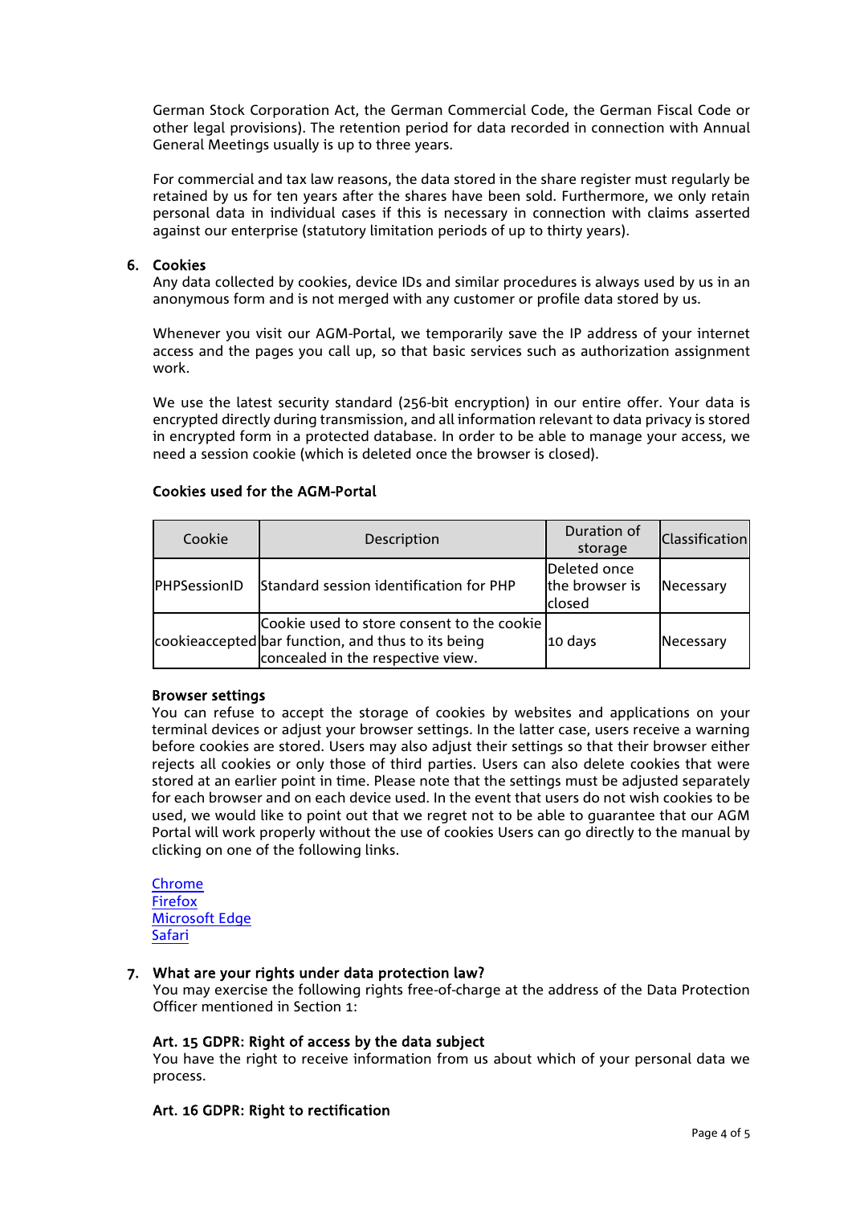German Stock Corporation Act, the German Commercial Code, the German Fiscal Code or other legal provisions). The retention period for data recorded in connection with Annual General Meetings usually is up to three years.

For commercial and tax law reasons, the data stored in the share register must regularly be retained by us for ten years after the shares have been sold. Furthermore, we only retain personal data in individual cases if this is necessary in connection with claims asserted against our enterprise (statutory limitation periods of up to thirty years).

## 6. Cookies

Any data collected by cookies, device IDs and similar procedures is always used by us in an anonymous form and is not merged with any customer or profile data stored by us.

Whenever you visit our AGM-Portal, we temporarily save the IP address of your internet access and the pages you call up, so that basic services such as authorization assignment work.

We use the latest security standard (256-bit encryption) in our entire offer. Your data is encrypted directly during transmission, and all information relevant to data privacy is stored in encrypted form in a protected database. In order to be able to manage your access, we need a session cookie (which is deleted once the browser is closed).

### Cookies used for the AGM-Portal

| Cookie | Description | Duration of storage | Classification |
|---|---|---|---|
| PHPSessionID | Standard session identification for PHP | Deleted once the browser is closed | Necessary |
| cookieaccepted | Cookie used to store consent to the cookie bar function, and thus to its being concealed in the respective view. | 10 days | Necessary |

### Browser settings

You can refuse to accept the storage of cookies by websites and applications on your terminal devices or adjust your browser settings. In the latter case, users receive a warning before cookies are stored. Users may also adjust their settings so that their browser either rejects all cookies or only those of third parties. Users can also delete cookies that were stored at an earlier point in time. Please note that the settings must be adjusted separately for each browser and on each device used. In the event that users do not wish cookies to be used, we would like to point out that we regret not to be able to guarantee that our AGM Portal will work properly without the use of cookies Users can go directly to the manual by clicking on one of the following links.

Chrome
Firefox
Microsoft Edge
Safari

## 7. What are your rights under data protection law?

You may exercise the following rights free-of-charge at the address of the Data Protection Officer mentioned in Section 1:

### Art. 15 GDPR: Right of access by the data subject

You have the right to receive information from us about which of your personal data we process.

### Art. 16 GDPR: Right to rectification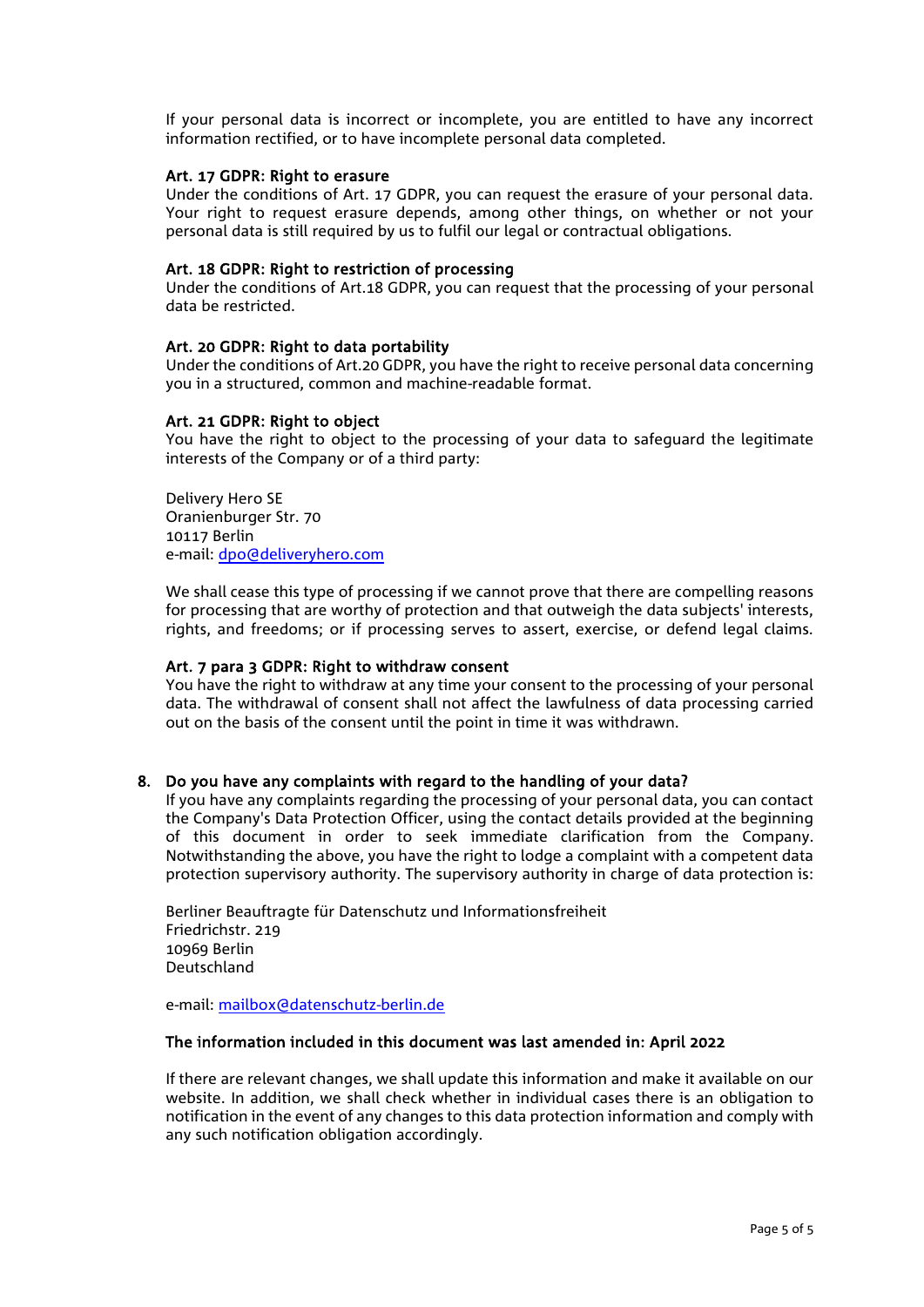If your personal data is incorrect or incomplete, you are entitled to have any incorrect information rectified, or to have incomplete personal data completed.

**Art. 17 GDPR: Right to erasure**
Under the conditions of Art. 17 GDPR, you can request the erasure of your personal data. Your right to request erasure depends, among other things, on whether or not your personal data is still required by us to fulfil our legal or contractual obligations.

**Art. 18 GDPR: Right to restriction of processing**
Under the conditions of Art.18 GDPR, you can request that the processing of your personal data be restricted.

**Art. 20 GDPR: Right to data portability**
Under the conditions of Art.20 GDPR, you have the right to receive personal data concerning you in a structured, common and machine-readable format.

**Art. 21 GDPR: Right to object**
You have the right to object to the processing of your data to safeguard the legitimate interests of the Company or of a third party:

Delivery Hero SE
Oranienburger Str. 70
10117 Berlin
e-mail: dpo@deliveryhero.com

We shall cease this type of processing if we cannot prove that there are compelling reasons for processing that are worthy of protection and that outweigh the data subjects' interests, rights, and freedoms; or if processing serves to assert, exercise, or defend legal claims.

**Art. 7 para 3 GDPR: Right to withdraw consent**
You have the right to withdraw at any time your consent to the processing of your personal data. The withdrawal of consent shall not affect the lawfulness of data processing carried out on the basis of the consent until the point in time it was withdrawn.

## 8. Do you have any complaints with regard to the handling of your data?

If you have any complaints regarding the processing of your personal data, you can contact the Company's Data Protection Officer, using the contact details provided at the beginning of this document in order to seek immediate clarification from the Company. Notwithstanding the above, you have the right to lodge a complaint with a competent data protection supervisory authority. The supervisory authority in charge of data protection is:

Berliner Beauftragte für Datenschutz und Informationsfreiheit
Friedrichstr. 219
10969 Berlin
Deutschland

e-mail: mailbox@datenschutz-berlin.de

**The information included in this document was last amended in: April 2022**

If there are relevant changes, we shall update this information and make it available on our website. In addition, we shall check whether in individual cases there is an obligation to notification in the event of any changes to this data protection information and comply with any such notification obligation accordingly.